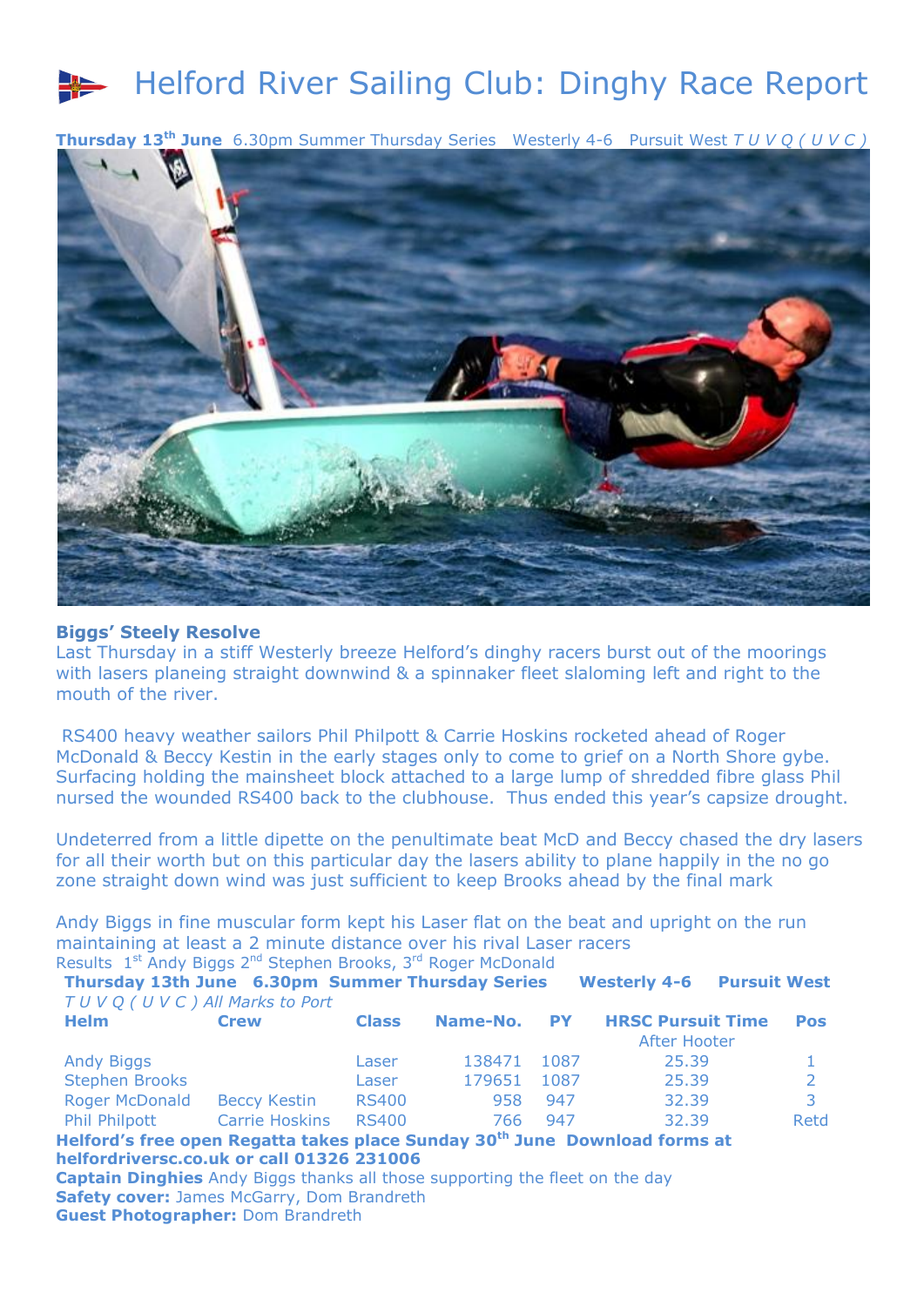# Helford River Sailing Club: Dinghy Race Report

**Thursday 13th June** 6.30pm Summer Thursday Series Westerly 4-6 Pursuit West *T U V Q ( U V C )*

### Biggs' Steely Resolve

Last Thursday in a stiff Westerly breeze Helford's dinghy racers burst out of the moorings with lasers planeing straight downwind & a spinnaker fleet slaloming left and right to the mouth of the river.

RS400 heavy weather sailors Phil Philpott & Carrie Hoskins rocketed ahead of Roger McDonald & Beccy Kestin in the early stages only to come to grief on a North Shore gybe. Surfacing holding the mainsheet block attached to a large lump of shredded fibre glass Phil nursed the wounded RS400 back to the clubhouse. Thus ended this year's capsize drought.

Undeterred from a little dipette on the penultimate beat McD and Beccy chased the dry lasers for all their worth but on this particular day the lasers ability to plane happily in the no go zone straight down wind was just sufficient to keep Brooks ahead by the final mark

Andy Biggs in fine muscular form kept his Laser flat on the beat and upright on the run maintaining at least a 2 minute distance over his rival Laser racers

Results 1st Andy Biggs 2nd Stephen Brooks, 3rd Roger McDonald

**Thursday 13th June 6.30pm Summer Thursday Series Westerly 4-6 Pursuit West**

*T U V Q ( U V C ) All Marks to Port*

| Helm | Crew | Class | Name-No. | PY | HRSC Pursuit Time After Hooter | Pos |
|---|---|---|---|---|---|---|
| Andy Biggs | | Laser | 138471 | 1087 | 25.39 | 1 |
| Stephen Brooks | | Laser | 179651 | 1087 | 25.39 | 2 |
| Roger McDonald | Beccy Kestin | RS400 | 958 | 947 | 32.39 | 3 |
| Phil Philpott | Carrie Hoskins | RS400 | 766 | 947 | 32.39 | Retd |

**Helford's free open Regatta takes place Sunday 30th June Download forms at helfordriversc.co.uk or call 01326 231006**

**Captain Dinghies** Andy Biggs thanks all those supporting the fleet on the day

**Safety cover:** James McGarry, Dom Brandreth

**Guest Photographer:** Dom Brandreth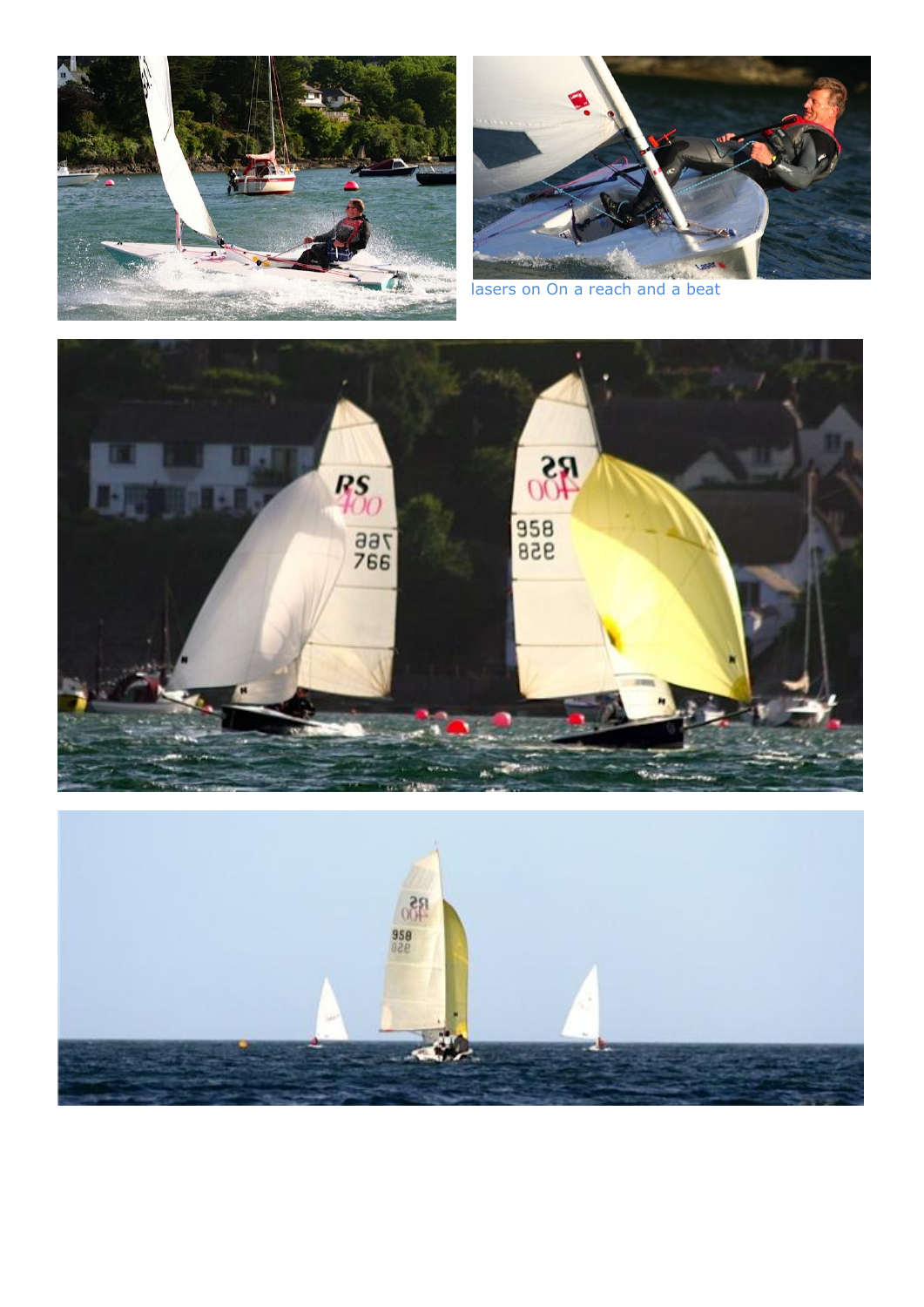lasers on On a reach and a beat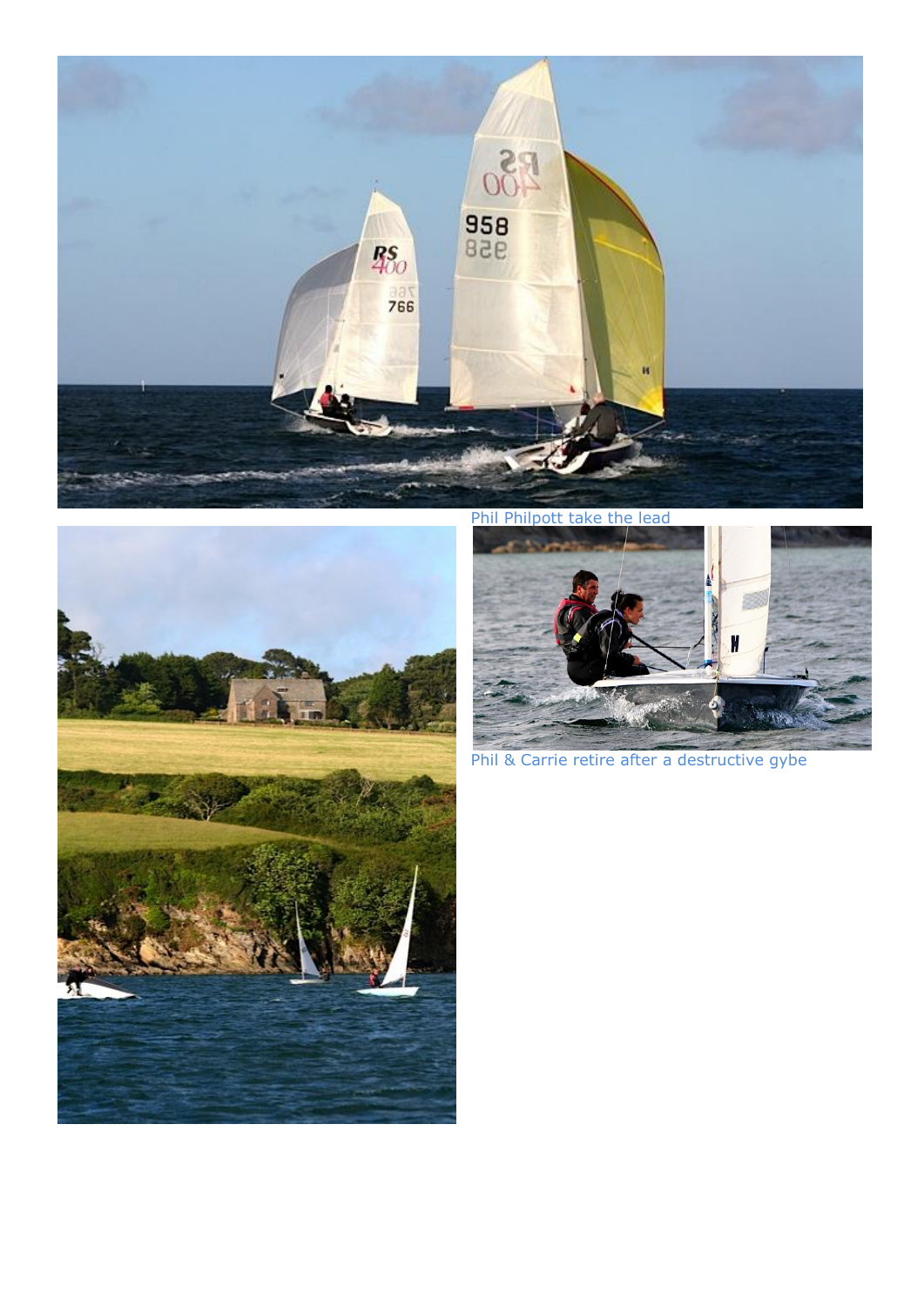Phil Philpott take the lead

Phil & Carrie retire after a destructive gybe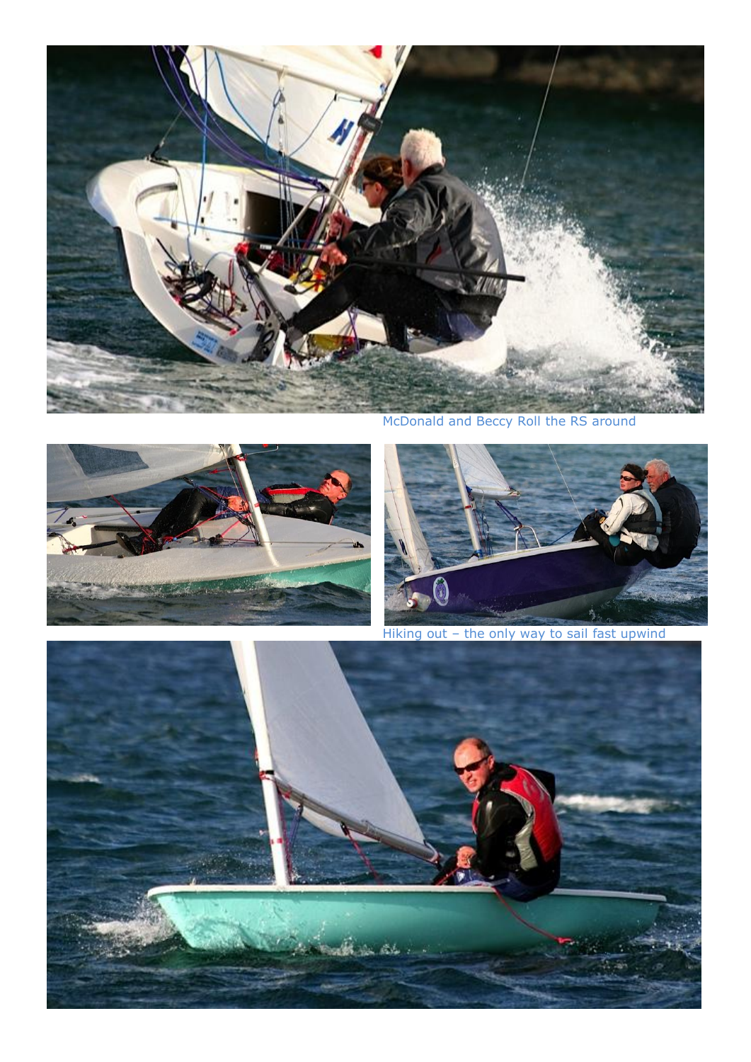McDonald and Beccy Roll the RS around

Hiking out – the only way to sail fast upwind